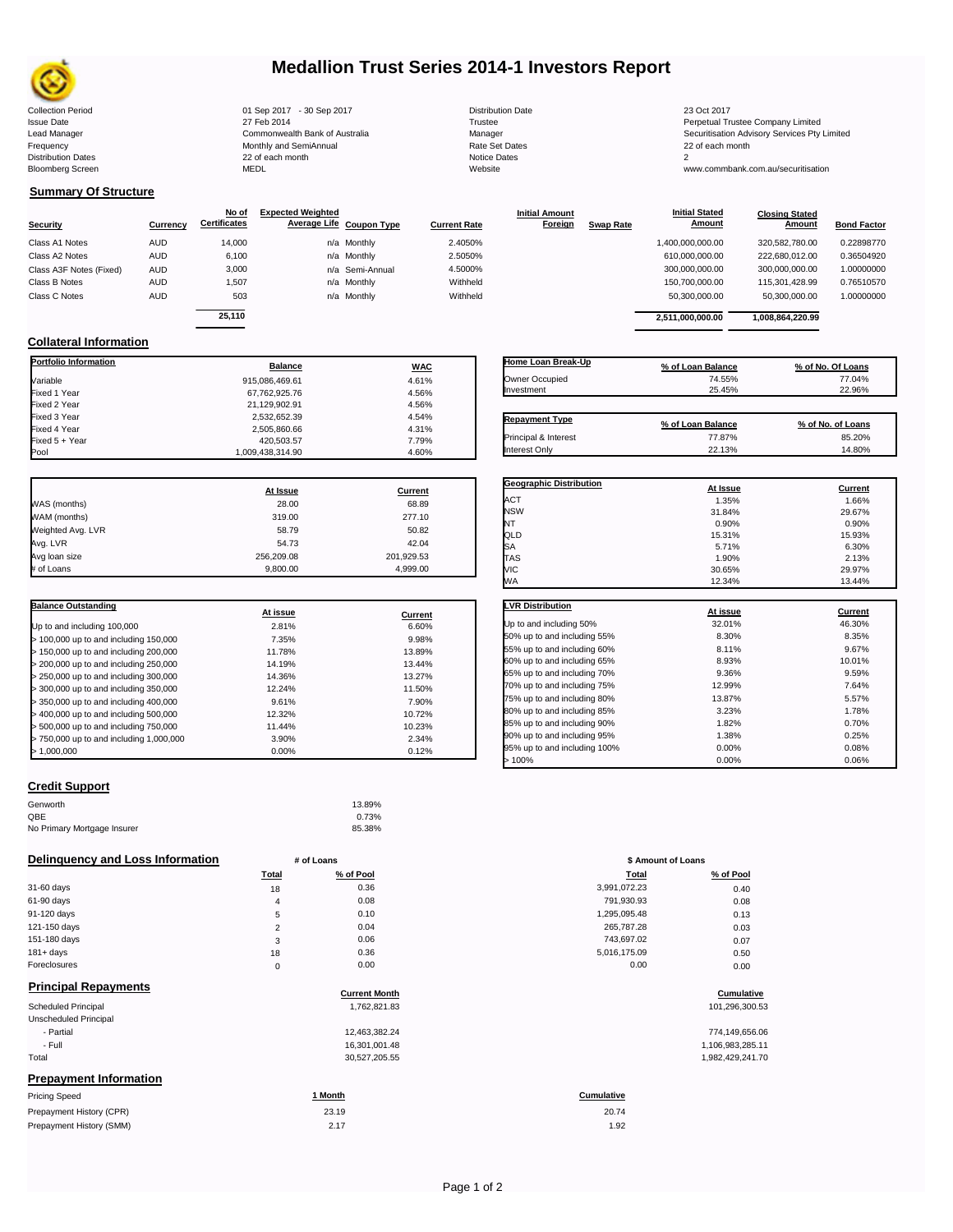# Medallion Trust Series 2014-1 Investors Report

| | | | |
|---|---|---|---|
| Collection Period | 01 Sep 2017 - 30 Sep 2017 | Distribution Date | 23 Oct 2017 |
| Issue Date | 27 Feb 2014 | Trustee | Perpetual Trustee Company Limited |
| Lead Manager | Commonwealth Bank of Australia | Manager | Securitisation Advisory Services Pty Limited |
| Frequency | Monthly and SemiAnnual | Rate Set Dates | 22 of each month |
| Distribution Dates | 22 of each month | Notice Dates | 2 |
| Bloomberg Screen | MEDL | Website | www.commbank.com.au/securitisation |

## Summary Of Structure

| Security | Currency | No of Certificates | Expected Weighted Average Life | Coupon Type | Current Rate | Initial Amount Foreign | Swap Rate | Initial Stated Amount | Closing Stated Amount | Bond Factor |
|---|---|---|---|---|---|---|---|---|---|---|
| Class A1 Notes | AUD | 14,000 | n/a | Monthly | 2.4050% | | | 1,400,000,000.00 | 320,582,780.00 | 0.22898770 |
| Class A2 Notes | AUD | 6,100 | n/a | Monthly | 2.5050% | | | 610,000,000.00 | 222,680,012.00 | 0.36504920 |
| Class A3F Notes (Fixed) | AUD | 3,000 | n/a | Semi-Annual | 4.5000% | | | 300,000,000.00 | 300,000,000.00 | 1.00000000 |
| Class B Notes | AUD | 1,507 | n/a | Monthly | Withheld | | | 150,700,000.00 | 115,301,428.99 | 0.76510570 |
| Class C Notes | AUD | 503 | n/a | Monthly | Withheld | | | 50,300,000.00 | 50,300,000.00 | 1.00000000 |
| | | 25,110 | | | | | | 2,511,000,000.00 | 1,008,864,220.99 | |

## Collateral Information

| Portfolio Information | Balance | WAC |
|---|---|---|
| Variable | 915,086,469.61 | 4.61% |
| Fixed 1 Year | 67,762,925.76 | 4.56% |
| Fixed 2 Year | 21,129,902.91 | 4.56% |
| Fixed 3 Year | 2,532,652.39 | 4.54% |
| Fixed 4 Year | 2,505,860.66 | 4.31% |
| Fixed 5 + Year | 420,503.57 | 7.79% |
| Pool | 1,009,438,314.90 | 4.60% |

| Home Loan Break-Up | % of Loan Balance | % of No. Of Loans |
|---|---|---|
| Owner Occupied | 74.55% | 77.04% |
| Investment | 25.45% | 22.96% |

| Repayment Type | % of Loan Balance | % of No. of Loans |
|---|---|---|
| Principal & Interest | 77.87% | 85.20% |
| Interest Only | 22.13% | 14.80% |

| | At Issue | Current |
|---|---|---|
| WAS (months) | 28.00 | 68.89 |
| WAM (months) | 319.00 | 277.10 |
| Weighted Avg. LVR | 58.79 | 50.82 |
| Avg. LVR | 54.73 | 42.04 |
| Avg loan size | 256,209.08 | 201,929.53 |
| # of Loans | 9,800.00 | 4,999.00 |

| Geographic Distribution | At Issue | Current |
|---|---|---|
| ACT | 1.35% | 1.66% |
| NSW | 31.84% | 29.67% |
| NT | 0.90% | 0.90% |
| QLD | 15.31% | 15.93% |
| SA | 5.71% | 6.30% |
| TAS | 1.90% | 2.13% |
| VIC | 30.65% | 29.97% |
| WA | 12.34% | 13.44% |

| Balance Outstanding | At issue | Current |
|---|---|---|
| Up to and including 100,000 | 2.81% | 6.60% |
| > 100,000 up to and including 150,000 | 7.35% | 9.98% |
| > 150,000 up to and including 200,000 | 11.78% | 13.89% |
| > 200,000 up to and including 250,000 | 14.19% | 13.44% |
| > 250,000 up to and including 300,000 | 14.36% | 13.27% |
| > 300,000 up to and including 350,000 | 12.24% | 11.50% |
| > 350,000 up to and including 400,000 | 9.61% | 7.90% |
| > 400,000 up to and including 500,000 | 12.32% | 10.72% |
| > 500,000 up to and including 750,000 | 11.44% | 10.23% |
| > 750,000 up to and including 1,000,000 | 3.90% | 2.34% |
| > 1,000,000 | 0.00% | 0.12% |

| LVR Distribution | At issue | Current |
|---|---|---|
| Up to and including 50% | 32.01% | 46.30% |
| 50% up to and including 55% | 8.30% | 8.35% |
| 55% up to and including 60% | 8.11% | 9.67% |
| 60% up to and including 65% | 8.93% | 10.01% |
| 65% up to and including 70% | 9.36% | 9.59% |
| 70% up to and including 75% | 12.99% | 7.64% |
| 75% up to and including 80% | 13.87% | 5.57% |
| 80% up to and including 85% | 3.23% | 1.78% |
| 85% up to and including 90% | 1.82% | 0.70% |
| 90% up to and including 95% | 1.38% | 0.25% |
| 95% up to and including 100% | 0.00% | 0.08% |
| > 100% | 0.00% | 0.06% |

## Credit Support

| | |
|---|---|
| Genworth | 13.89% |
| QBE | 0.73% |
| No Primary Mortgage Insurer | 85.38% |

## Delinquency and Loss Information

| | # of Loans Total | # of Loans % of Pool | \$ Amount of Loans Total | \$ Amount of Loans % of Pool |
|---|---|---|---|---|
| 31-60 days | 18 | 0.36 | 3,991,072.23 | 0.40 |
| 61-90 days | 4 | 0.08 | 791,930.93 | 0.08 |
| 91-120 days | 5 | 0.10 | 1,295,095.48 | 0.13 |
| 121-150 days | 2 | 0.04 | 265,787.28 | 0.03 |
| 151-180 days | 3 | 0.06 | 743,697.02 | 0.07 |
| 181+ days | 18 | 0.36 | 5,016,175.09 | 0.50 |
| Foreclosures | 0 | 0.00 | 0.00 | 0.00 |

## Principal Repayments

| | Current Month | Cumulative |
|---|---|---|
| Scheduled Principal | 1,762,821.83 | 101,296,300.53 |
| Unscheduled Principal | | |
| - Partial | 12,463,382.24 | 774,149,656.06 |
| - Full | 16,301,001.48 | 1,106,983,285.11 |
| Total | 30,527,205.55 | 1,982,429,241.70 |

## Prepayment Information

| Pricing Speed | 1 Month | Cumulative |
|---|---|---|
| Prepayment History (CPR) | 23.19 | 20.74 |
| Prepayment History (SMM) | 2.17 | 1.92 |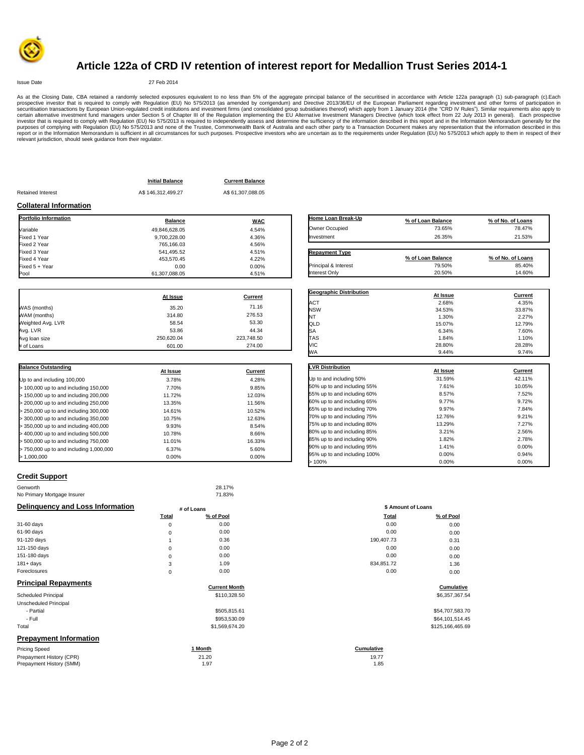# Article 122a of CRD IV retention of interest report for Medallion Trust Series 2014-1

Issue Date 27 Feb 2014

As at the Closing Date, CBA retained a randomly selected exposures equivalent to no less than 5% of the aggregate principal balance of the securitised in accordance with Article 122a paragraph (1) sub-paragraph (c).Each prospective investor that is required to comply with Regulation (EU) No 575/2013 (as amended by corrigendum) and Directive 2013/36/EU of the European Parliament regarding investment and other forms of participation in securitisation transactions by European Union-regulated credit institutions and investment firms (and consolidated group subsidiaries thereof) which apply from 1 January 2014 (the "CRD IV Rules"). Similar requirements also apply to certain alternative investment fund managers under Section 5 of Chapter III of the Regulation implementing the EU Alternative Investment Managers Directive (which took effect from 22 July 2013 in general). Each prospective investor that is required to comply with Regulation (EU) No 575/2013 is required to independently assess and determine the sufficiency of the information described in this report and in the Information Memorandum generally for the purposes of complying with Regulation (EU) No 575/2013 and none of the Trustee, Commonwealth Bank of Australia and each other party to a Transaction Document makes any representation that the information described in this report or in the Information Memorandum is sufficient in all circumstances for such purposes. Prospective investors who are uncertain as to the requirements under Regulation (EU) No 575/2013 which apply to them in respect of their relevant jurisdiction, should seek guidance from their regulator.

| | Initial Balance | Current Balance |
|---|---|---|
| Retained Interest | A$ 146,312,499.27 | A$ 61,307,088.05 |

## Collateral Information

| Portfolio Information | Balance | WAC |
|---|---|---|
| Variable | 49,846,628.05 | 4.54% |
| Fixed 1 Year | 9,700,228.00 | 4.36% |
| Fixed 2 Year | 765,166.03 | 4.56% |
| Fixed 3 Year | 541,495.52 | 4.51% |
| Fixed 4 Year | 453,570.45 | 4.22% |
| Fixed 5 + Year | 0.00 | 0.00% |
| Pool | 61,307,088.05 | 4.51% |

| Home Loan Break-Up | % of Loan Balance | % of No. of Loans |
|---|---|---|
| Owner Occupied | 73.65% | 78.47% |
| Investment | 26.35% | 21.53% |

| Repayment Type | % of Loan Balance | % of No. of Loans |
|---|---|---|
| Principal & Interest | 79.50% | 85.40% |
| Interest Only | 20.50% | 14.60% |

| | At Issue | Current |
|---|---|---|
| WAS (months) | 35.20 | 71.16 |
| WAM (months) | 314.80 | 276.53 |
| Weighted Avg. LVR | 58.54 | 53.30 |
| Avg. LVR | 53.86 | 44.34 |
| Avg loan size | 250,620.04 | 223,748.50 |
| # of Loans | 601.00 | 274.00 |

| Geographic Distribution | At Issue | Current |
|---|---|---|
| ACT | 2.68% | 4.35% |
| NSW | 34.53% | 33.87% |
| NT | 1.30% | 2.27% |
| QLD | 15.07% | 12.79% |
| SA | 6.34% | 7.60% |
| TAS | 1.84% | 1.10% |
| VIC | 28.80% | 28.28% |
| WA | 9.44% | 9.74% |

| Balance Outstanding | At Issue | Current |
|---|---|---|
| Up to and including 100,000 | 3.78% | 4.28% |
| > 100,000 up to and including 150,000 | 7.70% | 9.85% |
| > 150,000 up to and including 200,000 | 11.72% | 12.03% |
| > 200,000 up to and including 250,000 | 13.35% | 11.56% |
| > 250,000 up to and including 300,000 | 14.61% | 10.52% |
| > 300,000 up to and including 350,000 | 10.75% | 12.63% |
| > 350,000 up to and including 400,000 | 9.93% | 8.54% |
| > 400,000 up to and including 500,000 | 10.78% | 8.66% |
| > 500,000 up to and including 750,000 | 11.01% | 16.33% |
| > 750,000 up to and including 1,000,000 | 6.37% | 5.60% |
| > 1,000,000 | 0.00% | 0.00% |

| LVR Distribution | At Issue | Current |
|---|---|---|
| Up to and including 50% | 31.59% | 42.11% |
| 50% up to and including 55% | 7.61% | 10.05% |
| 55% up to and including 60% | 8.57% | 7.52% |
| 60% up to and including 65% | 9.77% | 9.72% |
| 65% up to and including 70% | 9.97% | 7.84% |
| 70% up to and including 75% | 12.76% | 9.21% |
| 75% up to and including 80% | 13.29% | 7.27% |
| 80% up to and including 85% | 3.21% | 2.56% |
| 85% up to and including 90% | 1.82% | 2.78% |
| 90% up to and including 95% | 1.41% | 0.00% |
| 95% up to and including 100% | 0.00% | 0.94% |
| > 100% | 0.00% | 0.00% |

## Credit Support

| | |
|---|---|
| Genworth | 28.17% |
| No Primary Mortgage Insurer | 71.83% |

## Delinquency and Loss Information

| | # of Loans | | $ Amount of Loans | |
|---|---|---|---|---|
| | Total | % of Pool | Total | % of Pool |
| 31-60 days | 0 | 0.00 | 0.00 | 0.00 |
| 61-90 days | 0 | 0.00 | 0.00 | 0.00 |
| 91-120 days | 1 | 0.36 | 190,407.73 | 0.31 |
| 121-150 days | 0 | 0.00 | 0.00 | 0.00 |
| 151-180 days | 0 | 0.00 | 0.00 | 0.00 |
| 181+ days | 3 | 1.09 | 834,851.72 | 1.36 |
| Foreclosures | 0 | 0.00 | 0.00 | 0.00 |

## Principal Repayments

| | Current Month | Cumulative |
|---|---|---|
| Scheduled Principal | $110,328.50 | $6,357,367.54 |
| Unscheduled Principal | | |
| - Partial | $505,815.61 | $54,707,583.70 |
| - Full | $953,530.09 | $64,101,514.45 |
| Total | $1,569,674.20 | $125,166,465.69 |

## Prepayment Information

| Pricing Speed | 1 Month | Cumulative |
|---|---|---|
| Prepayment History (CPR) | 21.20 | 19.77 |
| Prepayment History (SMM) | 1.97 | 1.85 |